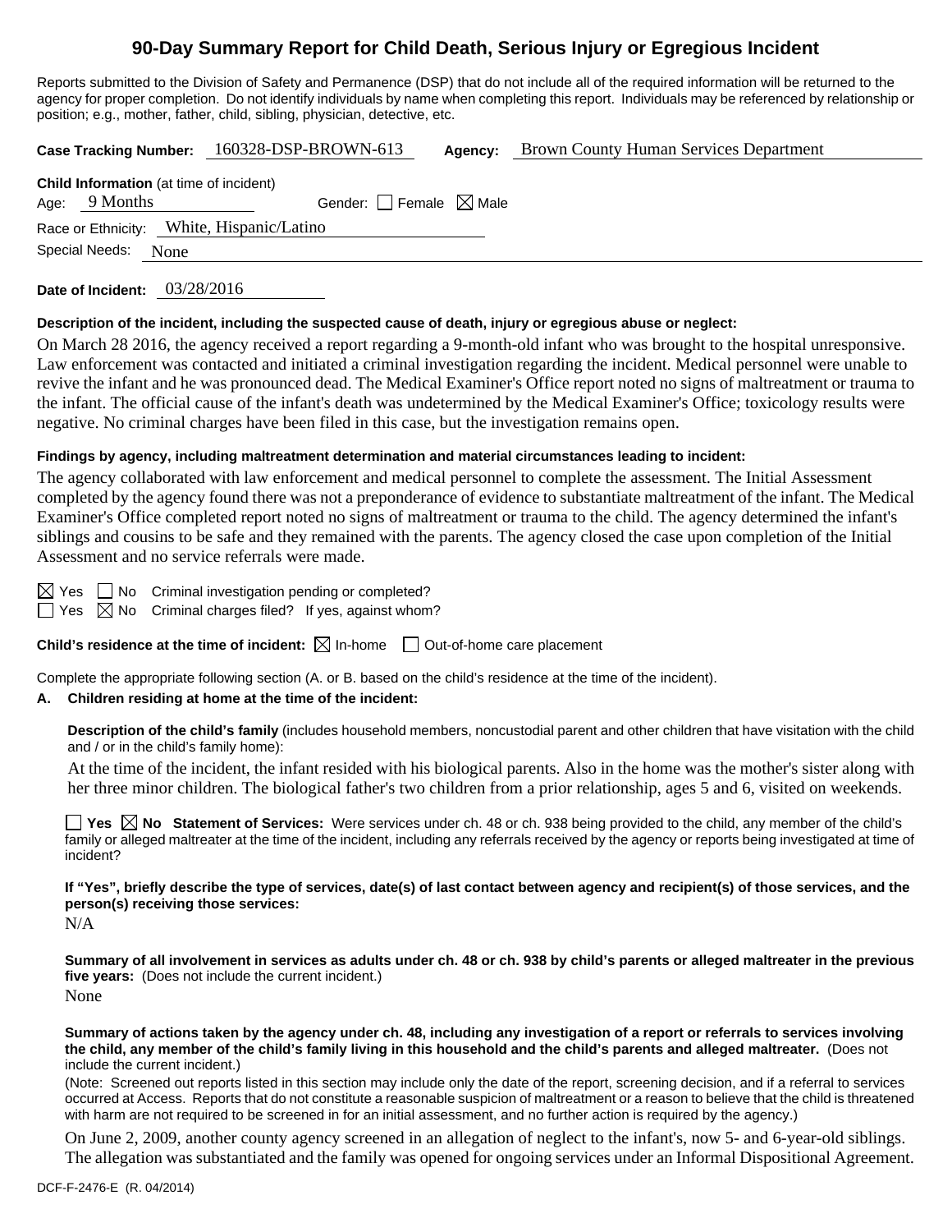# 90-Day Summary Report for Child Death, Serious Injury or Egregious Incident

Reports submitted to the Division of Safety and Permanence (DSP) that do not include all of the required information will be returned to the agency for proper completion. Do not identify individuals by name when completing this report. Individuals may be referenced by relationship or position; e.g., mother, father, child, sibling, physician, detective, etc.

**Case Tracking Number:** 160328-DSP-BROWN-613 **Agency:** Brown County Human Services Department

**Child Information** (at time of incident)

Age: 9 Months Gender: ☐ Female ☒ Male

Race or Ethnicity: White, Hispanic/Latino

Special Needs: None

**Date of Incident:** 03/28/2016

**Description of the incident, including the suspected cause of death, injury or egregious abuse or neglect:**

On March 28 2016, the agency received a report regarding a 9-month-old infant who was brought to the hospital unresponsive. Law enforcement was contacted and initiated a criminal investigation regarding the incident. Medical personnel were unable to revive the infant and he was pronounced dead. The Medical Examiner's Office report noted no signs of maltreatment or trauma to the infant. The official cause of the infant's death was undetermined by the Medical Examiner's Office; toxicology results were negative. No criminal charges have been filed in this case, but the investigation remains open.

**Findings by agency, including maltreatment determination and material circumstances leading to incident:**

The agency collaborated with law enforcement and medical personnel to complete the assessment. The Initial Assessment completed by the agency found there was not a preponderance of evidence to substantiate maltreatment of the infant. The Medical Examiner's Office completed report noted no signs of maltreatment or trauma to the child. The agency determined the infant's siblings and cousins to be safe and they remained with the parents. The agency closed the case upon completion of the Initial Assessment and no service referrals were made.

☒ Yes ☐ No Criminal investigation pending or completed?

☐ Yes ☒ No Criminal charges filed? If yes, against whom?

**Child's residence at the time of incident:** ☒ In-home ☐ Out-of-home care placement

Complete the appropriate following section (A. or B. based on the child's residence at the time of the incident).

**A. Children residing at home at the time of the incident:**

**Description of the child's family** (includes household members, noncustodial parent and other children that have visitation with the child and / or in the child's family home):

At the time of the incident, the infant resided with his biological parents. Also in the home was the mother's sister along with her three minor children. The biological father's two children from a prior relationship, ages 5 and 6, visited on weekends.

☐ **Yes** ☒ **No Statement of Services:** Were services under ch. 48 or ch. 938 being provided to the child, any member of the child's family or alleged maltreater at the time of the incident, including any referrals received by the agency or reports being investigated at time of incident?

**If "Yes", briefly describe the type of services, date(s) of last contact between agency and recipient(s) of those services, and the person(s) receiving those services:**

N/A

**Summary of all involvement in services as adults under ch. 48 or ch. 938 by child's parents or alleged maltreater in the previous five years:** (Does not include the current incident.)

None

**Summary of actions taken by the agency under ch. 48, including any investigation of a report or referrals to services involving the child, any member of the child's family living in this household and the child's parents and alleged maltreater.** (Does not include the current incident.)

(Note: Screened out reports listed in this section may include only the date of the report, screening decision, and if a referral to services occurred at Access. Reports that do not constitute a reasonable suspicion of maltreatment or a reason to believe that the child is threatened with harm are not required to be screened in for an initial assessment, and no further action is required by the agency.)

On June 2, 2009, another county agency screened in an allegation of neglect to the infant's, now 5- and 6-year-old siblings. The allegation was substantiated and the family was opened for ongoing services under an Informal Dispositional Agreement.

DCF-F-2476-E (R. 04/2014)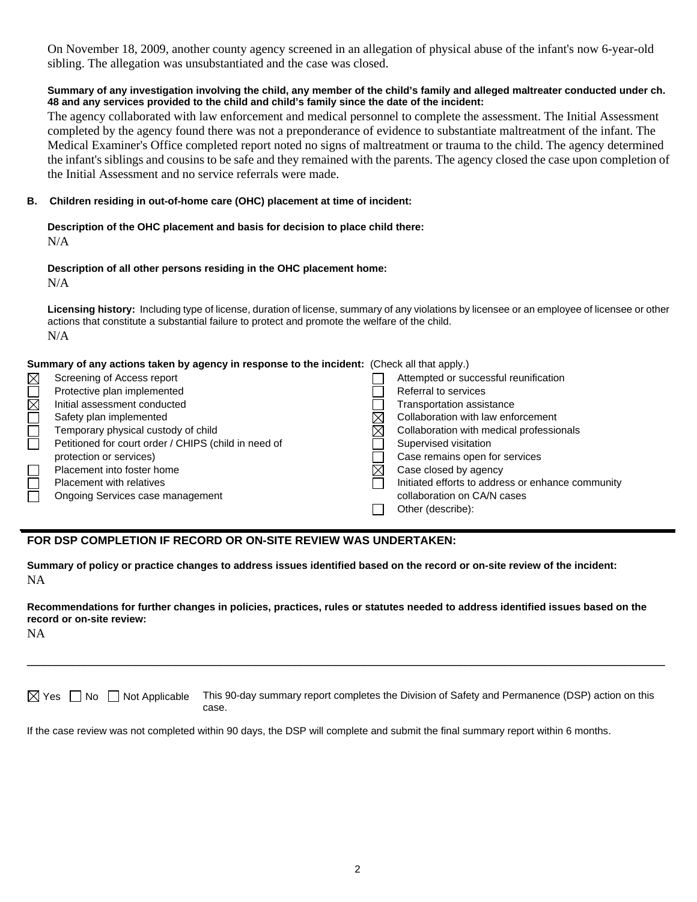On November 18, 2009, another county agency screened in an allegation of physical abuse of the infant's now 6-year-old sibling. The allegation was unsubstantiated and the case was closed.

**Summary of any investigation involving the child, any member of the child's family and alleged maltreater conducted under ch. 48 and any services provided to the child and child's family since the date of the incident:**

The agency collaborated with law enforcement and medical personnel to complete the assessment. The Initial Assessment completed by the agency found there was not a preponderance of evidence to substantiate maltreatment of the infant. The Medical Examiner's Office completed report noted no signs of maltreatment or trauma to the child. The agency determined the infant's siblings and cousins to be safe and they remained with the parents. The agency closed the case upon completion of the Initial Assessment and no service referrals were made.

**B. Children residing in out-of-home care (OHC) placement at time of incident:**

**Description of the OHC placement and basis for decision to place child there:**
N/A

**Description of all other persons residing in the OHC placement home:**
N/A

**Licensing history:** Including type of license, duration of license, summary of any violations by licensee or an employee of licensee or other actions that constitute a substantial failure to protect and promote the welfare of the child.
N/A

**Summary of any actions taken by agency in response to the incident:** (Check all that apply.)

- ☒ Screening of Access report
- ☐ Protective plan implemented
- ☒ Initial assessment conducted
- ☐ Safety plan implemented
- ☐ Temporary physical custody of child
- ☐ Petitioned for court order / CHIPS (child in need of protection or services)
- ☐ Placement into foster home
- ☐ Placement with relatives
- ☐ Ongoing Services case management
- ☐ Attempted or successful reunification
- ☐ Referral to services
- ☐ Transportation assistance
- ☒ Collaboration with law enforcement
- ☒ Collaboration with medical professionals
- ☐ Supervised visitation
- ☐ Case remains open for services
- ☒ Case closed by agency
- ☐ Initiated efforts to address or enhance community collaboration on CA/N cases
- ☐ Other (describe):

## FOR DSP COMPLETION IF RECORD OR ON-SITE REVIEW WAS UNDERTAKEN:

**Summary of policy or practice changes to address issues identified based on the record or on-site review of the incident:**
NA

**Recommendations for further changes in policies, practices, rules or statutes needed to address identified issues based on the record or on-site review:**
NA

---

☒ Yes ☐ No ☐ Not Applicable This 90-day summary report completes the Division of Safety and Permanence (DSP) action on this case.

If the case review was not completed within 90 days, the DSP will complete and submit the final summary report within 6 months.